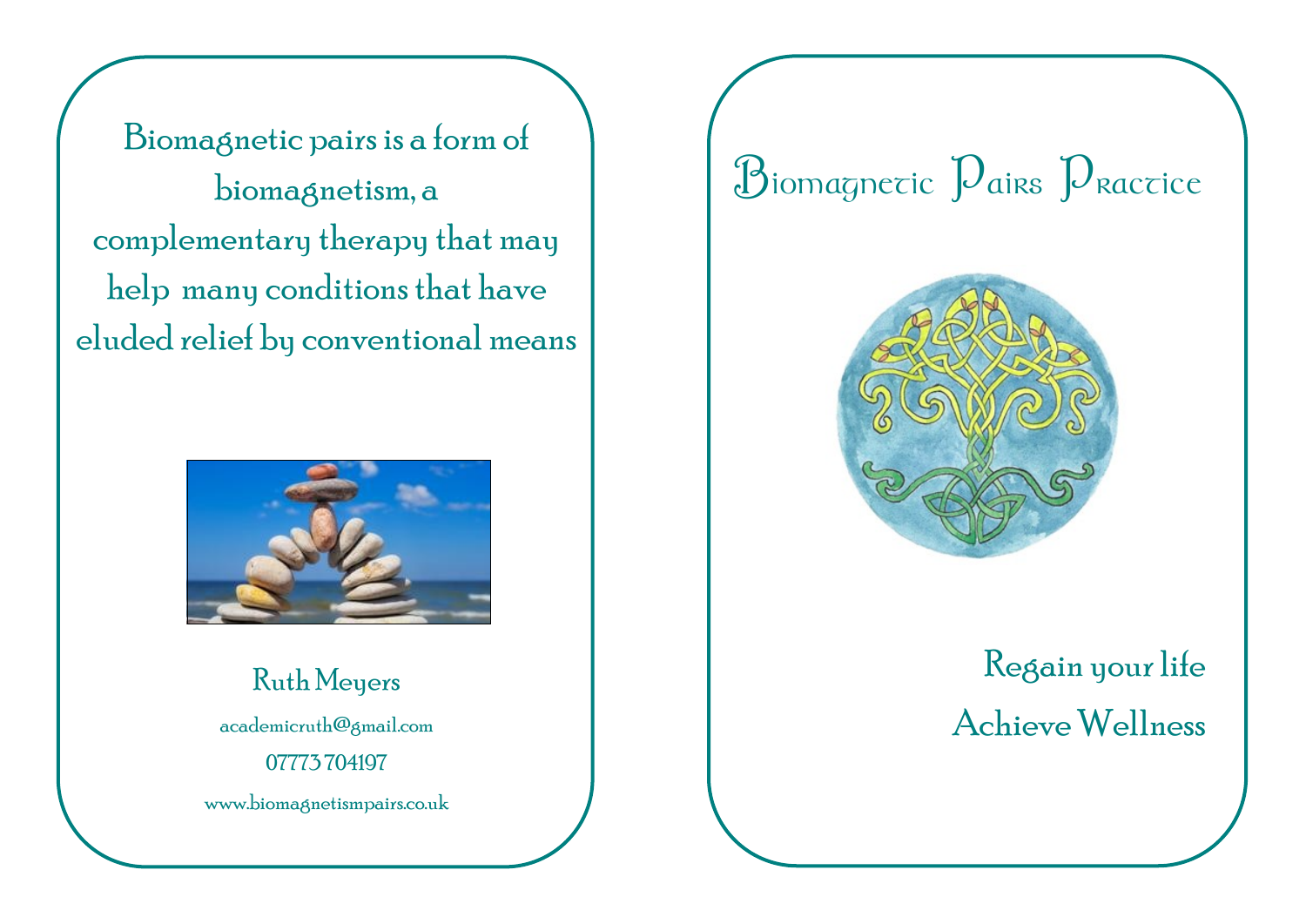Biomagnetic pairs is a form of biomagnetism, a complementary therapy that may help many conditions that have eluded relief by conventional means

Ruth Meyers

academicruth@gmail.com

07773 704197

www.biomagnetismpairs.co.uk

# Biomagnetic Pairs Practice

Regain your life

Achieve Wellness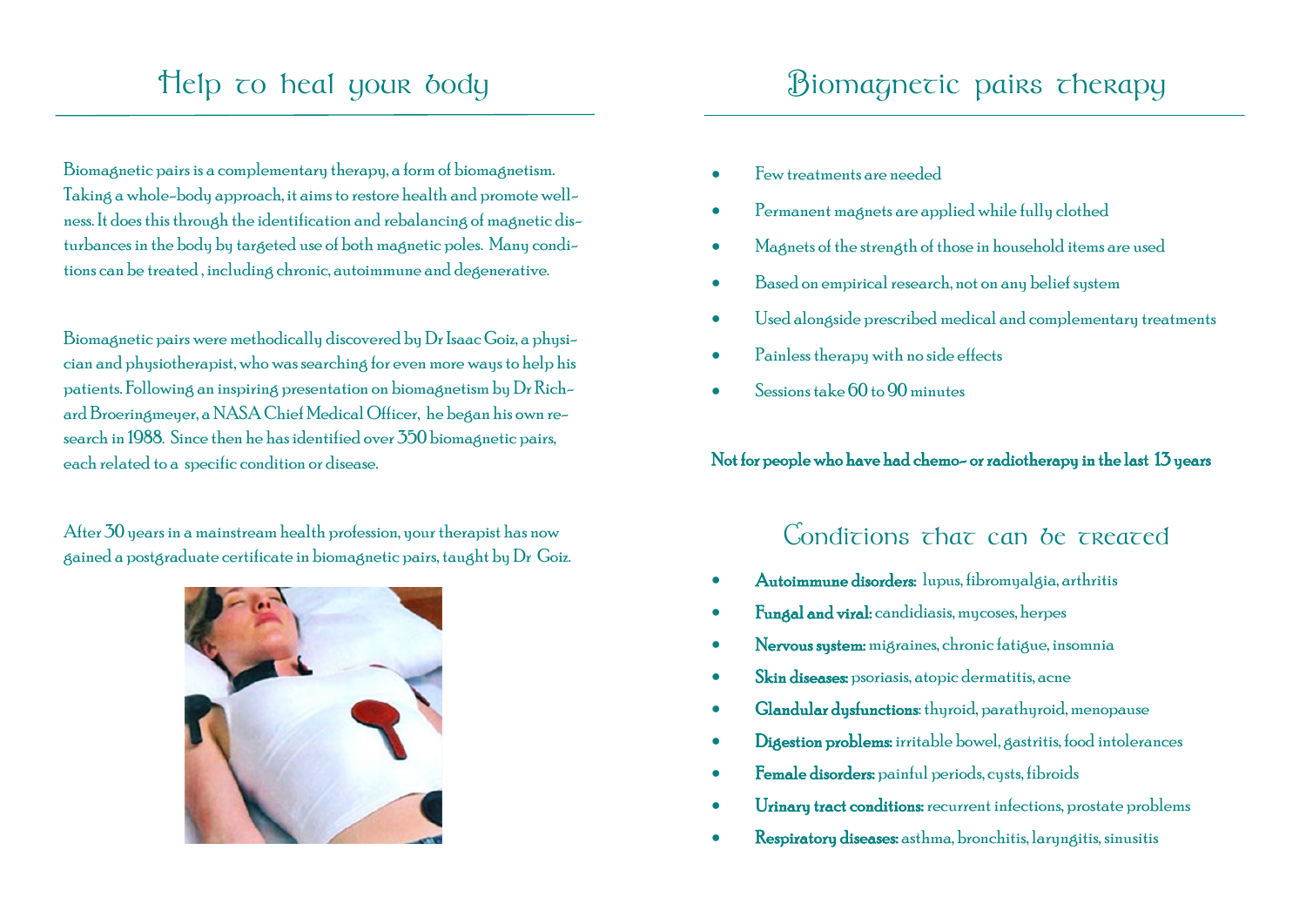## Help to heal your body

Biomagnetic pairs is a complementary therapy, a form of biomagnetism. Taking a whole-body approach, it aims to restore health and promote wellness. It does this through the identification and rebalancing of magnetic disturbances in the body by targeted use of both magnetic poles. Many conditions can be treated , including chronic, autoimmune and degenerative.

Biomagnetic pairs were methodically discovered by Dr Isaac Goiz, a physician and physiotherapist, who was searching for even more ways to help his patients. Following an inspiring presentation on biomagnetism by Dr Richard Broeringmeyer, a NASA Chief Medical Officer, he began his own research in 1988. Since then he has identified over 350 biomagnetic pairs, each related to a specific condition or disease.

After 30 years in a mainstream health profession, your therapist has now gained a postgraduate certificate in biomagnetic pairs, taught by Dr Goiz.

## Biomagnetic pairs therapy

- Few treatments are needed
- Permanent magnets are applied while fully clothed
- Magnets of the strength of those in household items are used
- Based on empirical research, not on any belief system
- Used alongside prescribed medical and complementary treatments
- Painless therapy with no side effects
- Sessions take 60 to 90 minutes

**Not for people who have had chemo- or radiotherapy in the last 13 years**

## Conditions that can be treated

- **Autoimmune disorders:** lupus, fibromyalgia, arthritis
- **Fungal and viral:** candidiasis, mycoses, herpes
- **Nervous system:** migraines, chronic fatigue, insomnia
- **Skin diseases:** psoriasis, atopic dermatitis, acne
- **Glandular dysfunctions**: thyroid, parathyroid, menopause
- **Digestion problems:** irritable bowel, gastritis, food intolerances
- **Female disorders:** painful periods, cysts, fibroids
- **Urinary tract conditions:** recurrent infections, prostate problems
- **Respiratory diseases:** asthma, bronchitis, laryngitis, sinusitis